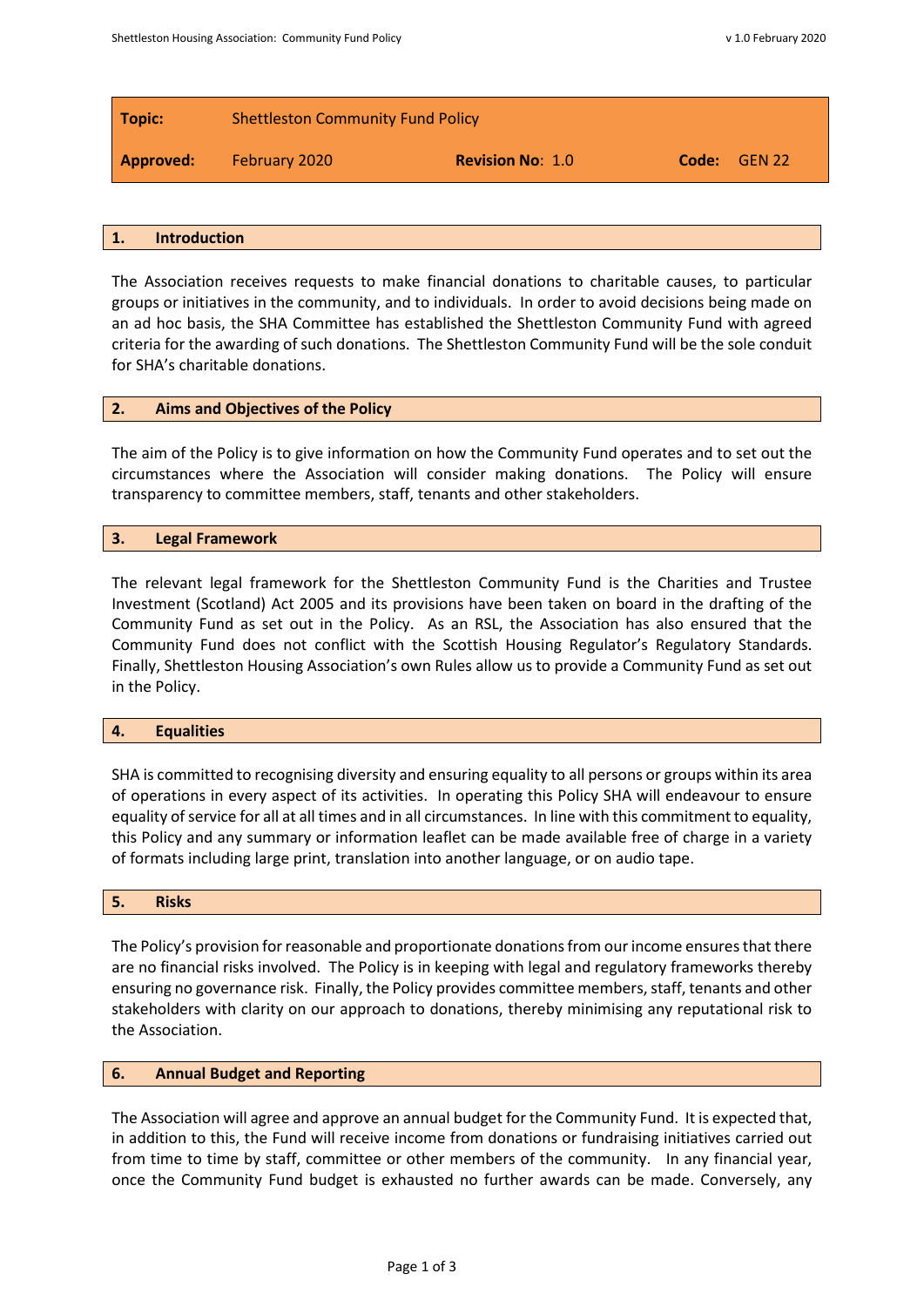| **Topic:** | Shettleston Community Fund Policy | | |
|---|---|---|---|
| **Approved:** | February 2020 | **Revision No**: 1.0 | **Code:** GEN 22 |

## 1. Introduction

The Association receives requests to make financial donations to charitable causes, to particular groups or initiatives in the community, and to individuals. In order to avoid decisions being made on an ad hoc basis, the SHA Committee has established the Shettleston Community Fund with agreed criteria for the awarding of such donations. The Shettleston Community Fund will be the sole conduit for SHA's charitable donations.

## 2. Aims and Objectives of the Policy

The aim of the Policy is to give information on how the Community Fund operates and to set out the circumstances where the Association will consider making donations. The Policy will ensure transparency to committee members, staff, tenants and other stakeholders.

## 3. Legal Framework

The relevant legal framework for the Shettleston Community Fund is the Charities and Trustee Investment (Scotland) Act 2005 and its provisions have been taken on board in the drafting of the Community Fund as set out in the Policy. As an RSL, the Association has also ensured that the Community Fund does not conflict with the Scottish Housing Regulator's Regulatory Standards. Finally, Shettleston Housing Association's own Rules allow us to provide a Community Fund as set out in the Policy.

## 4. Equalities

SHA is committed to recognising diversity and ensuring equality to all persons or groups within its area of operations in every aspect of its activities. In operating this Policy SHA will endeavour to ensure equality of service for all at all times and in all circumstances. In line with this commitment to equality, this Policy and any summary or information leaflet can be made available free of charge in a variety of formats including large print, translation into another language, or on audio tape.

## 5. Risks

The Policy's provision for reasonable and proportionate donations from our income ensures that there are no financial risks involved. The Policy is in keeping with legal and regulatory frameworks thereby ensuring no governance risk. Finally, the Policy provides committee members, staff, tenants and other stakeholders with clarity on our approach to donations, thereby minimising any reputational risk to the Association.

## 6. Annual Budget and Reporting

The Association will agree and approve an annual budget for the Community Fund. It is expected that, in addition to this, the Fund will receive income from donations or fundraising initiatives carried out from time to time by staff, committee or other members of the community. In any financial year, once the Community Fund budget is exhausted no further awards can be made. Conversely, any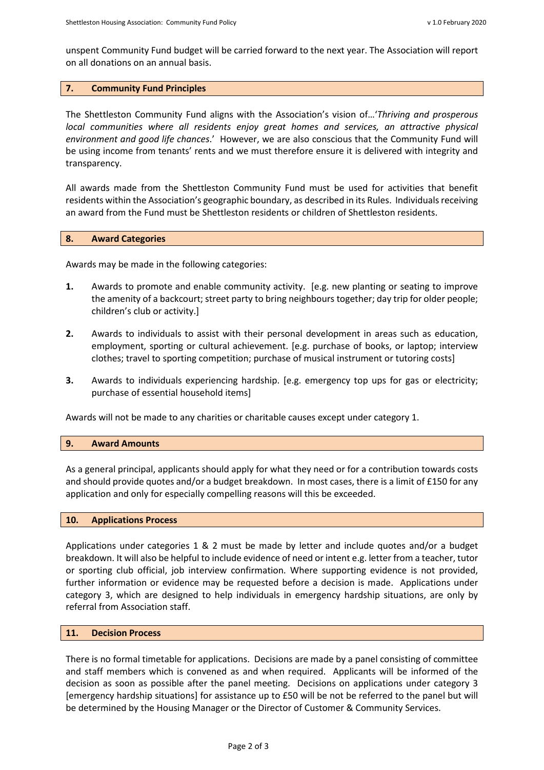unspent Community Fund budget will be carried forward to the next year. The Association will report on all donations on an annual basis.

## 7. Community Fund Principles

The Shettleston Community Fund aligns with the Association's vision of…'*Thriving and prosperous local communities where all residents enjoy great homes and services, an attractive physical environment and good life chances*.' However, we are also conscious that the Community Fund will be using income from tenants' rents and we must therefore ensure it is delivered with integrity and transparency.

All awards made from the Shettleston Community Fund must be used for activities that benefit residents within the Association's geographic boundary, as described in its Rules. Individuals receiving an award from the Fund must be Shettleston residents or children of Shettleston residents.

## 8. Award Categories

Awards may be made in the following categories:

**1.** Awards to promote and enable community activity. [e.g. new planting or seating to improve the amenity of a backcourt; street party to bring neighbours together; day trip for older people; children's club or activity.]

**2.** Awards to individuals to assist with their personal development in areas such as education, employment, sporting or cultural achievement. [e.g. purchase of books, or laptop; interview clothes; travel to sporting competition; purchase of musical instrument or tutoring costs]

**3.** Awards to individuals experiencing hardship. [e.g. emergency top ups for gas or electricity; purchase of essential household items]

Awards will not be made to any charities or charitable causes except under category 1.

## 9. Award Amounts

As a general principal, applicants should apply for what they need or for a contribution towards costs and should provide quotes and/or a budget breakdown. In most cases, there is a limit of £150 for any application and only for especially compelling reasons will this be exceeded.

## 10. Applications Process

Applications under categories 1 & 2 must be made by letter and include quotes and/or a budget breakdown. It will also be helpful to include evidence of need or intent e.g. letter from a teacher, tutor or sporting club official, job interview confirmation. Where supporting evidence is not provided, further information or evidence may be requested before a decision is made. Applications under category 3, which are designed to help individuals in emergency hardship situations, are only by referral from Association staff.

## 11. Decision Process

There is no formal timetable for applications. Decisions are made by a panel consisting of committee and staff members which is convened as and when required. Applicants will be informed of the decision as soon as possible after the panel meeting. Decisions on applications under category 3 [emergency hardship situations] for assistance up to £50 will be not be referred to the panel but will be determined by the Housing Manager or the Director of Customer & Community Services.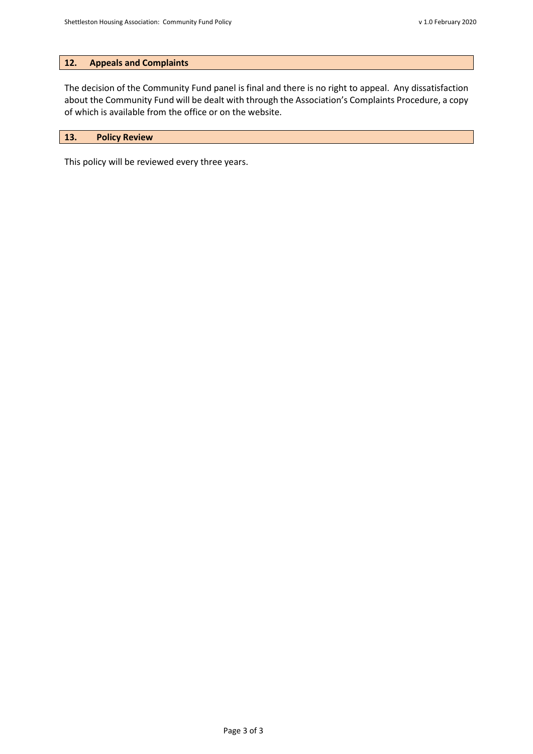## 12. Appeals and Complaints

The decision of the Community Fund panel is final and there is no right to appeal. Any dissatisfaction about the Community Fund will be dealt with through the Association's Complaints Procedure, a copy of which is available from the office or on the website.

## 13. Policy Review

This policy will be reviewed every three years.